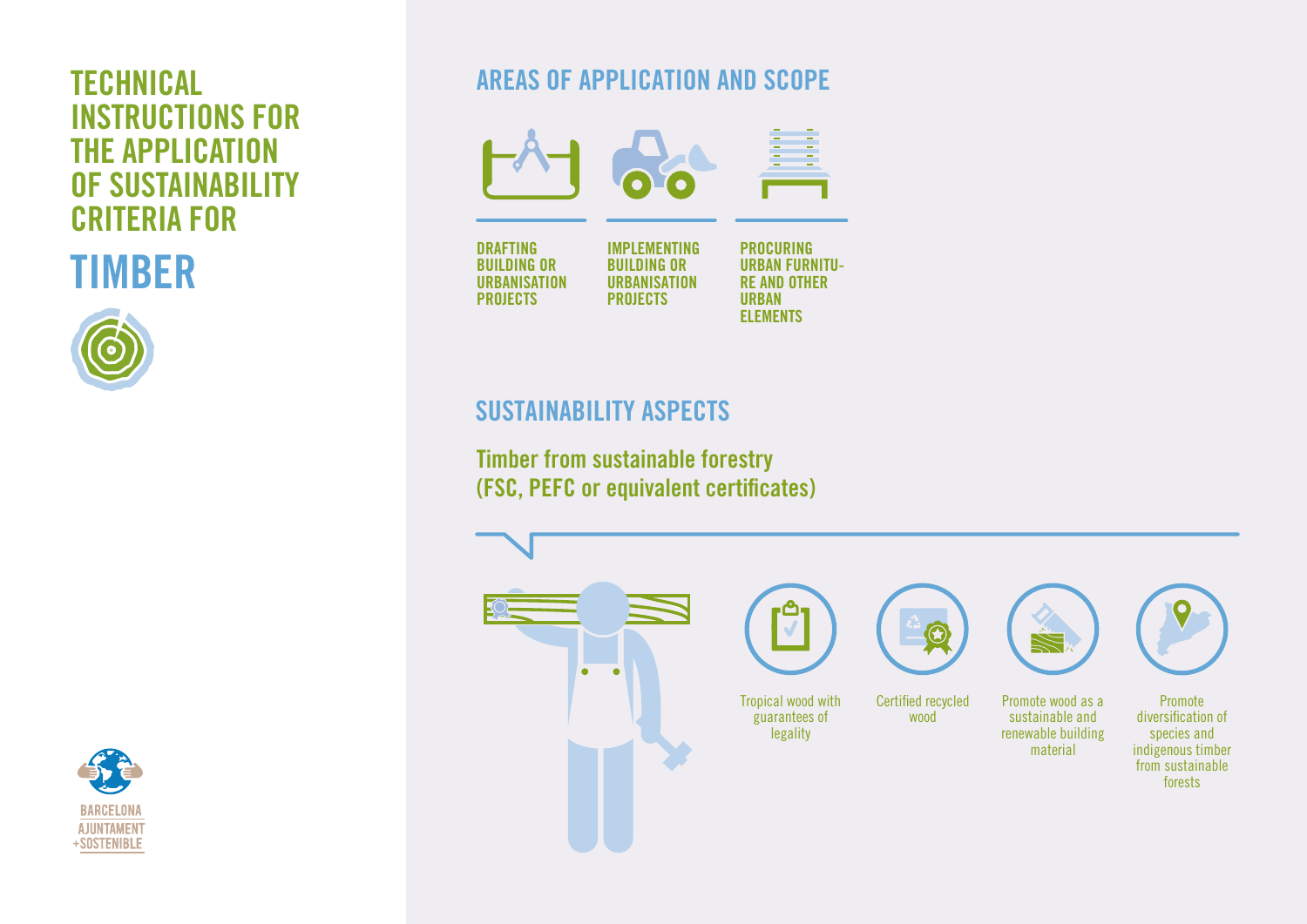# TECHNICAL INSTRUCTIONS FOR THE APPLICATION OF SUSTAINABILITY CRITERIA FOR

# TIMBER

## AREAS OF APPLICATION AND SCOPE

- DRAFTING BUILDING OR URBANISATION PROJECTS
- IMPLEMENTING BUILDING OR URBANISATION PROJECTS
- PROCURING URBAN FURNITURE AND OTHER URBAN ELEMENTS

## SUSTAINABILITY ASPECTS

### Timber from sustainable forestry (FSC, PEFC or equivalent certificates)

- Tropical wood with guarantees of legality
- Certified recycled wood
- Promote wood as a sustainable and renewable building material
- Promote diversification of species and indigenous timber from sustainable forests

BARCELONA
AJUNTAMENT
+SOSTENIBLE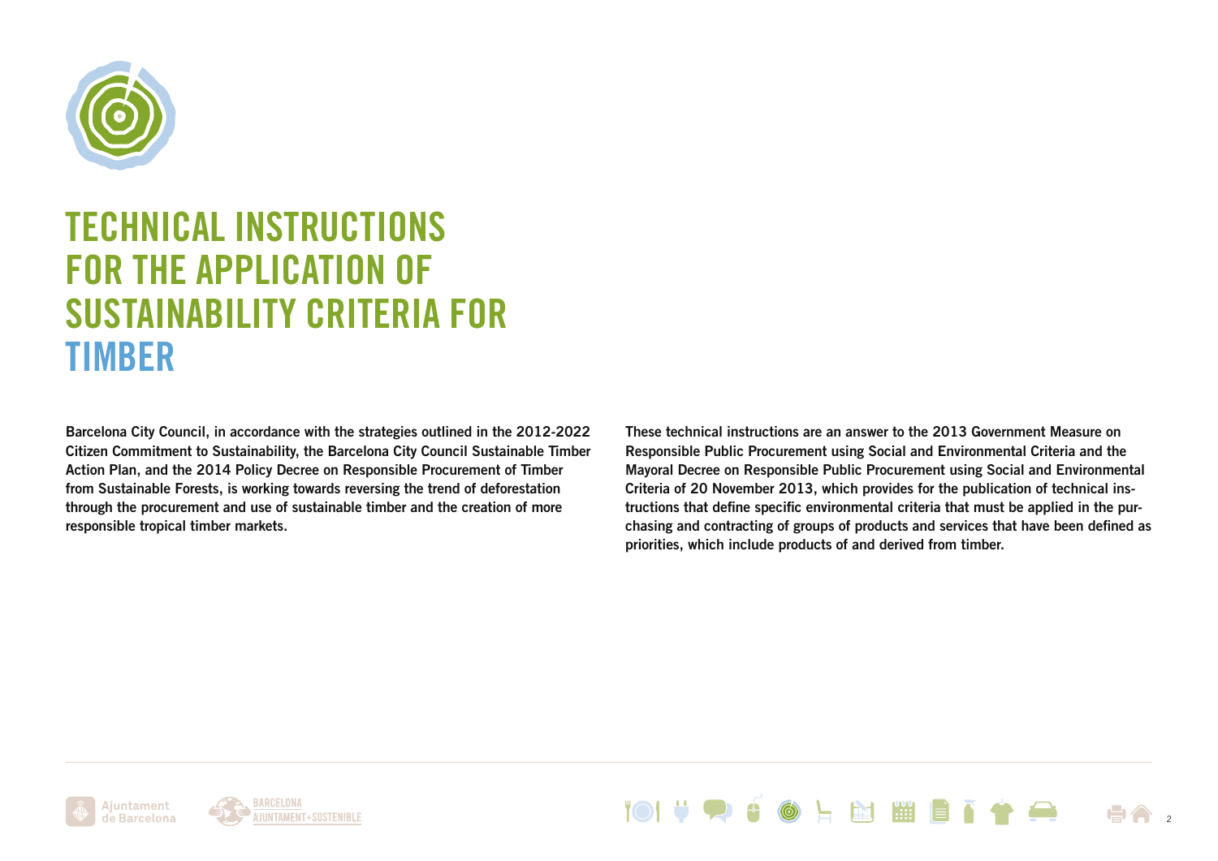# TECHNICAL INSTRUCTIONS FOR THE APPLICATION OF SUSTAINABILITY CRITERIA FOR TIMBER

**Barcelona City Council, in accordance with the strategies outlined in the 2012-2022 Citizen Commitment to Sustainability, the Barcelona City Council Sustainable Timber Action Plan, and the 2014 Policy Decree on Responsible Procurement of Timber from Sustainable Forests, is working towards reversing the trend of deforestation through the procurement and use of sustainable timber and the creation of more responsible tropical timber markets.**

**These technical instructions are an answer to the 2013 Government Measure on Responsible Public Procurement using Social and Environmental Criteria and the Mayoral Decree on Responsible Public Procurement using Social and Environmental Criteria of 20 November 2013, which provides for the publication of technical instructions that define specific environmental criteria that must be applied in the purchasing and contracting of groups of products and services that have been defined as priorities, which include products of and derived from timber.**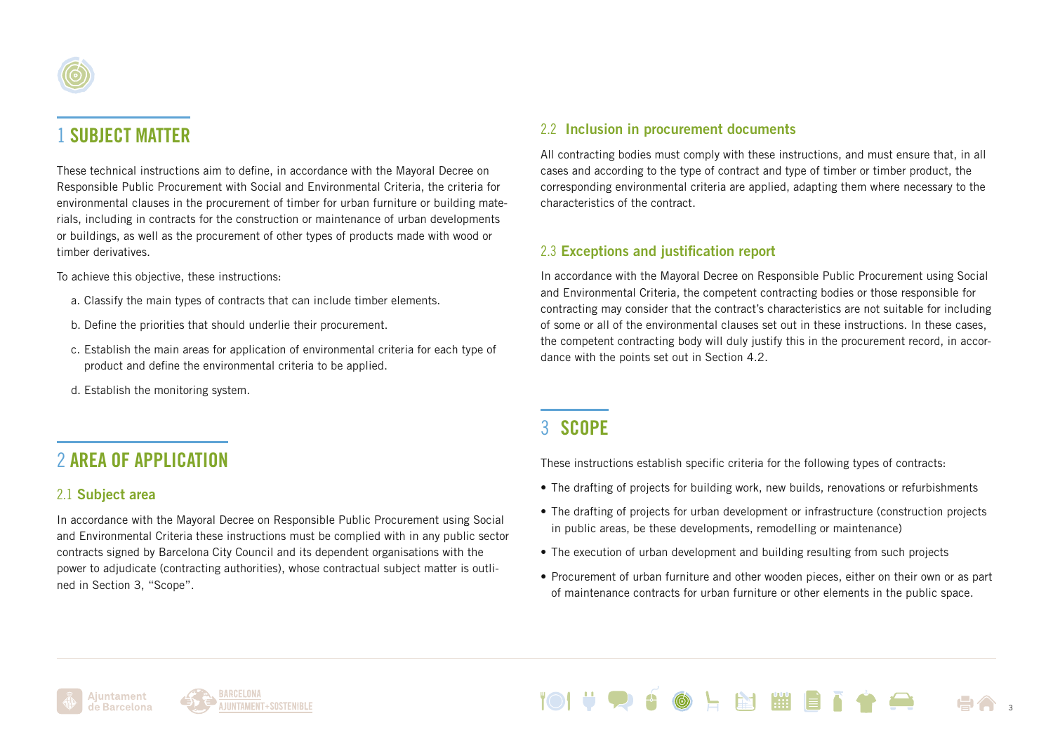# 1 SUBJECT MATTER

These technical instructions aim to define, in accordance with the Mayoral Decree on Responsible Public Procurement with Social and Environmental Criteria, the criteria for environmental clauses in the procurement of timber for urban furniture or building materials, including in contracts for the construction or maintenance of urban developments or buildings, as well as the procurement of other types of products made with wood or timber derivatives.

To achieve this objective, these instructions:

a. Classify the main types of contracts that can include timber elements.

b. Define the priorities that should underlie their procurement.

c. Establish the main areas for application of environmental criteria for each type of product and define the environmental criteria to be applied.

d. Establish the monitoring system.

# 2 AREA OF APPLICATION

## 2.1 Subject area

In accordance with the Mayoral Decree on Responsible Public Procurement using Social and Environmental Criteria these instructions must be complied with in any public sector contracts signed by Barcelona City Council and its dependent organisations with the power to adjudicate (contracting authorities), whose contractual subject matter is outlined in Section 3, "Scope".

## 2.2 Inclusion in procurement documents

All contracting bodies must comply with these instructions, and must ensure that, in all cases and according to the type of contract and type of timber or timber product, the corresponding environmental criteria are applied, adapting them where necessary to the characteristics of the contract.

## 2.3 Exceptions and justification report

In accordance with the Mayoral Decree on Responsible Public Procurement using Social and Environmental Criteria, the competent contracting bodies or those responsible for contracting may consider that the contract's characteristics are not suitable for including of some or all of the environmental clauses set out in these instructions. In these cases, the competent contracting body will duly justify this in the procurement record, in accordance with the points set out in Section 4.2.

# 3 SCOPE

These instructions establish specific criteria for the following types of contracts:

- The drafting of projects for building work, new builds, renovations or refurbishments
- The drafting of projects for urban development or infrastructure (construction projects in public areas, be these developments, remodelling or maintenance)
- The execution of urban development and building resulting from such projects
- Procurement of urban furniture and other wooden pieces, either on their own or as part of maintenance contracts for urban furniture or other elements in the public space.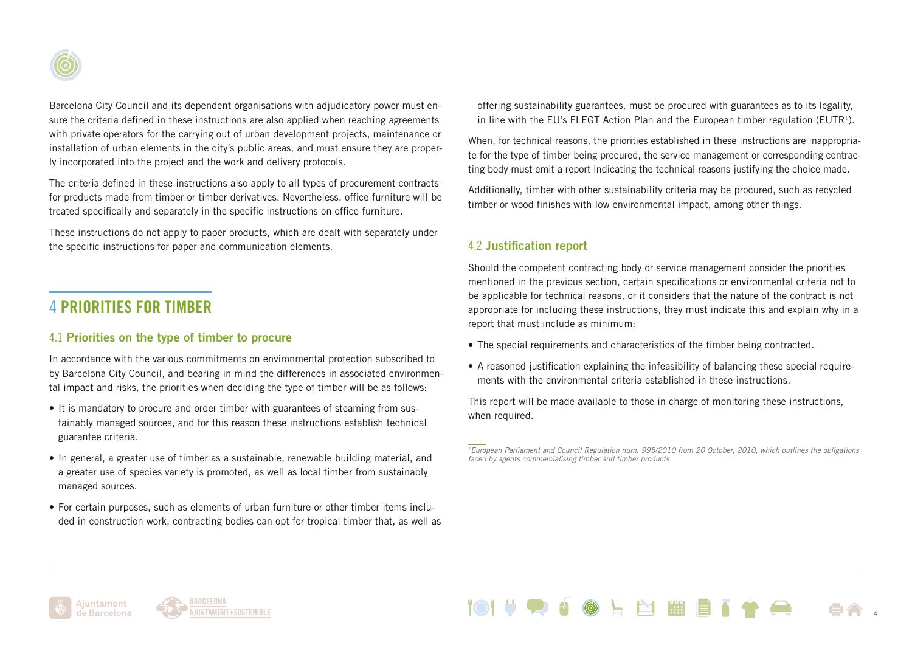Barcelona City Council and its dependent organisations with adjudicatory power must ensure the criteria defined in these instructions are also applied when reaching agreements with private operators for the carrying out of urban development projects, maintenance or installation of urban elements in the city's public areas, and must ensure they are properly incorporated into the project and the work and delivery protocols.

The criteria defined in these instructions also apply to all types of procurement contracts for products made from timber or timber derivatives. Nevertheless, office furniture will be treated specifically and separately in the specific instructions on office furniture.

These instructions do not apply to paper products, which are dealt with separately under the specific instructions for paper and communication elements.

# 4 PRIORITIES FOR TIMBER

## 4.1 Priorities on the type of timber to procure

In accordance with the various commitments on environmental protection subscribed to by Barcelona City Council, and bearing in mind the differences in associated environmental impact and risks, the priorities when deciding the type of timber will be as follows:

- It is mandatory to procure and order timber with guarantees of steaming from sustainably managed sources, and for this reason these instructions establish technical guarantee criteria.
- In general, a greater use of timber as a sustainable, renewable building material, and a greater use of species variety is promoted, as well as local timber from sustainably managed sources.
- For certain purposes, such as elements of urban furniture or other timber items included in construction work, contracting bodies can opt for tropical timber that, as well as offering sustainability guarantees, must be procured with guarantees as to its legality, in line with the EU's FLEGT Action Plan and the European timber regulation (EUTR[1]).

When, for technical reasons, the priorities established in these instructions are inappropriate for the type of timber being procured, the service management or corresponding contracting body must emit a report indicating the technical reasons justifying the choice made.

Additionally, timber with other sustainability criteria may be procured, such as recycled timber or wood finishes with low environmental impact, among other things.

## 4.2 Justification report

Should the competent contracting body or service management consider the priorities mentioned in the previous section, certain specifications or environmental criteria not to be applicable for technical reasons, or it considers that the nature of the contract is not appropriate for including these instructions, they must indicate this and explain why in a report that must include as minimum:

- The special requirements and characteristics of the timber being contracted.
- A reasoned justification explaining the infeasibility of balancing these special requirements with the environmental criteria established in these instructions.

This report will be made available to those in charge of monitoring these instructions, when required.

[1] *European Parliament and Council Regulation num. 995/2010 from 20 October, 2010, which outlines the obligations faced by agents commercialising timber and timber products*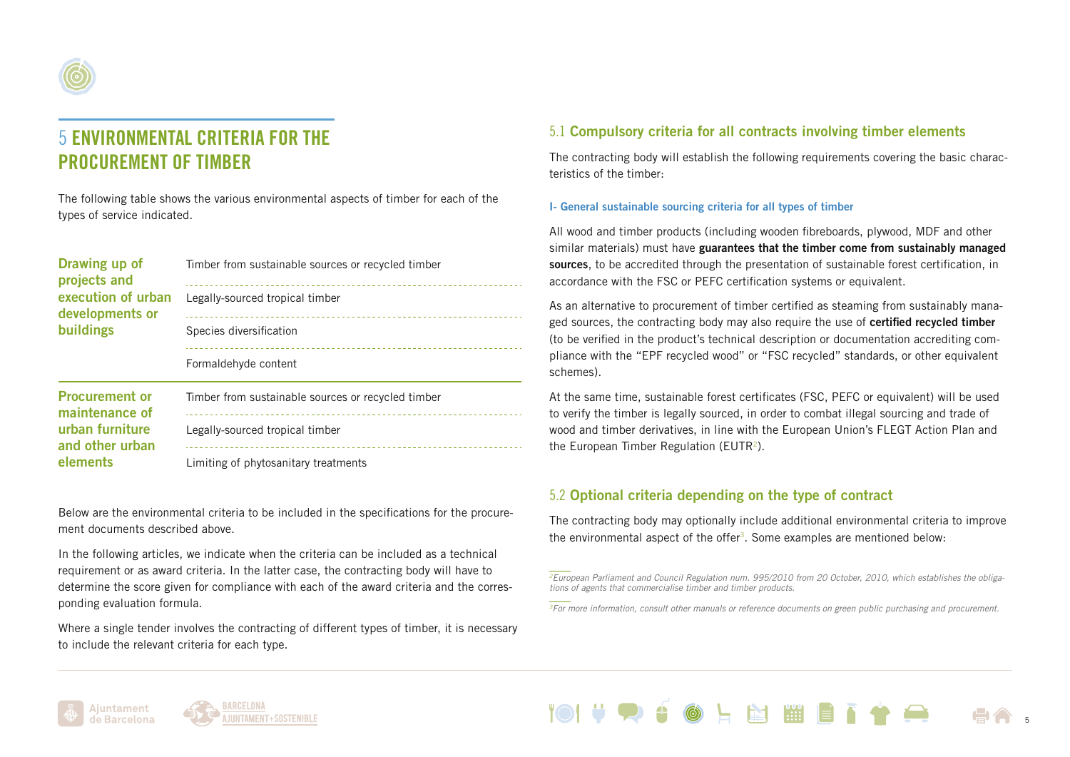# 5 ENVIRONMENTAL CRITERIA FOR THE PROCUREMENT OF TIMBER

The following table shows the various environmental aspects of timber for each of the types of service indicated.

| Type of service | Environmental aspects |
|---|---|
| **Drawing up of projects and execution of urban developments or buildings** | Timber from sustainable sources or recycled timber |
| | Legally-sourced tropical timber |
| | Species diversification |
| | Formaldehyde content |
| **Procurement or maintenance of urban furniture and other urban elements** | Timber from sustainable sources or recycled timber |
| | Legally-sourced tropical timber |
| | Limiting of phytosanitary treatments |

Below are the environmental criteria to be included in the specifications for the procurement documents described above.

In the following articles, we indicate when the criteria can be included as a technical requirement or as award criteria. In the latter case, the contracting body will have to determine the score given for compliance with each of the award criteria and the corresponding evaluation formula.

Where a single tender involves the contracting of different types of timber, it is necessary to include the relevant criteria for each type.

## 5.1 Compulsory criteria for all contracts involving timber elements

The contracting body will establish the following requirements covering the basic characteristics of the timber:

### I- General sustainable sourcing criteria for all types of timber

All wood and timber products (including wooden fibreboards, plywood, MDF and other similar materials) must have **guarantees that the timber come from sustainably managed sources**, to be accredited through the presentation of sustainable forest certification, in accordance with the FSC or PEFC certification systems or equivalent.

As an alternative to procurement of timber certified as steaming from sustainably managed sources, the contracting body may also require the use of **certified recycled timber** (to be verified in the product's technical description or documentation accrediting compliance with the "EPF recycled wood" or "FSC recycled" standards, or other equivalent schemes).

At the same time, sustainable forest certificates (FSC, PEFC or equivalent) will be used to verify the timber is legally sourced, in order to combat illegal sourcing and trade of wood and timber derivatives, in line with the European Union's FLEGT Action Plan and the European Timber Regulation (EUTR[2]).

## 5.2 Optional criteria depending on the type of contract

The contracting body may optionally include additional environmental criteria to improve the environmental aspect of the offer[3]. Some examples are mentioned below:

---

*[2] European Parliament and Council Regulation num. 995/2010 from 20 October, 2010, which establishes the obligations of agents that commercialise timber and timber products.*

*[3] For more information, consult other manuals or reference documents on green public purchasing and procurement.*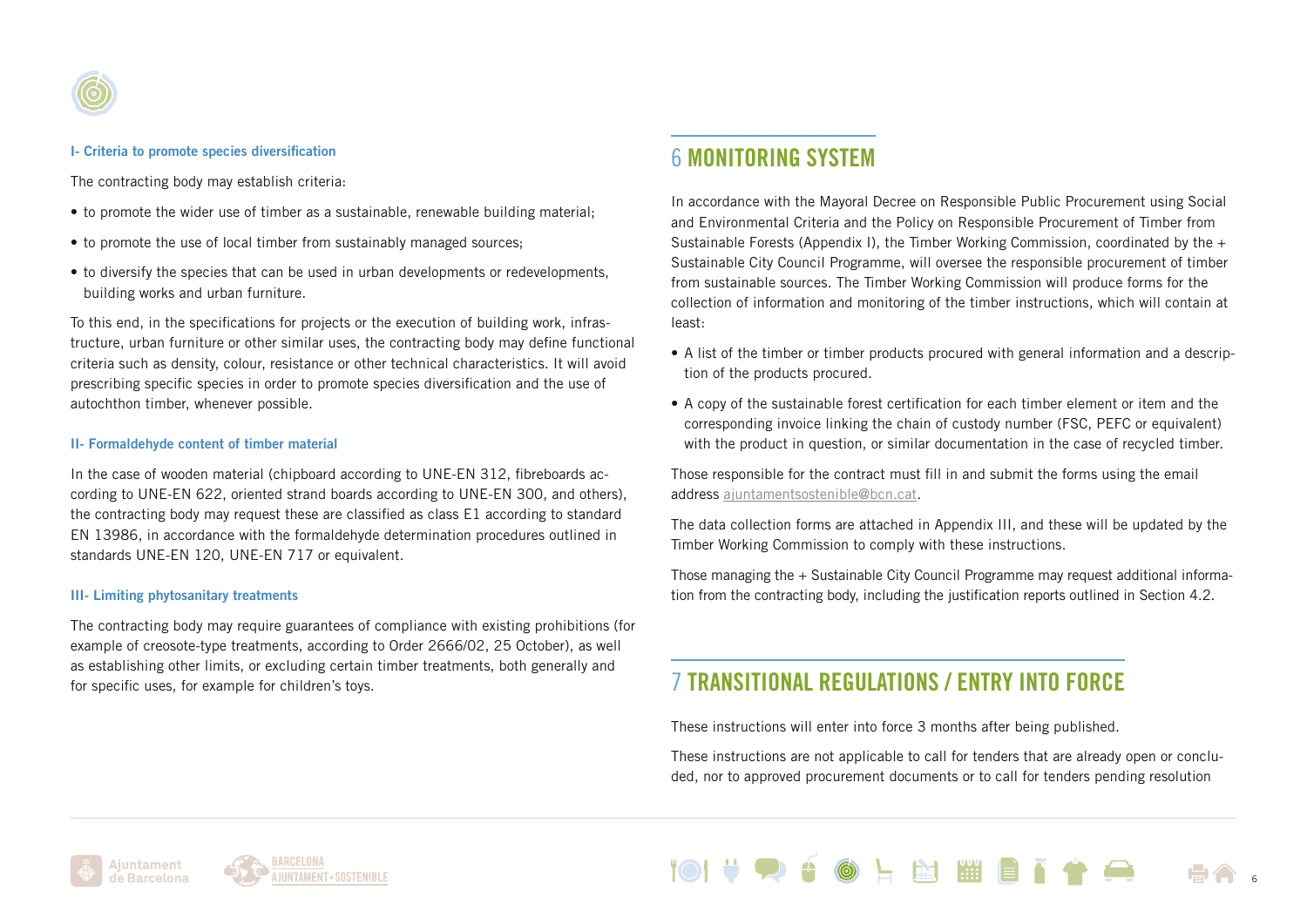#### I- Criteria to promote species diversification

The contracting body may establish criteria:

- to promote the wider use of timber as a sustainable, renewable building material;
- to promote the use of local timber from sustainably managed sources;
- to diversify the species that can be used in urban developments or redevelopments, building works and urban furniture.

To this end, in the specifications for projects or the execution of building work, infrastructure, urban furniture or other similar uses, the contracting body may define functional criteria such as density, colour, resistance or other technical characteristics. It will avoid prescribing specific species in order to promote species diversification and the use of autochthon timber, whenever possible.

#### II- Formaldehyde content of timber material

In the case of wooden material (chipboard according to UNE-EN 312, fibreboards according to UNE-EN 622, oriented strand boards according to UNE-EN 300, and others), the contracting body may request these are classified as class E1 according to standard EN 13986, in accordance with the formaldehyde determination procedures outlined in standards UNE-EN 120, UNE-EN 717 or equivalent.

#### III- Limiting phytosanitary treatments

The contracting body may require guarantees of compliance with existing prohibitions (for example of creosote-type treatments, according to Order 2666/02, 25 October), as well as establishing other limits, or excluding certain timber treatments, both generally and for specific uses, for example for children's toys.

## 6 MONITORING SYSTEM

In accordance with the Mayoral Decree on Responsible Public Procurement using Social and Environmental Criteria and the Policy on Responsible Procurement of Timber from Sustainable Forests (Appendix I), the Timber Working Commission, coordinated by the + Sustainable City Council Programme, will oversee the responsible procurement of timber from sustainable sources. The Timber Working Commission will produce forms for the collection of information and monitoring of the timber instructions, which will contain at least:

- A list of the timber or timber products procured with general information and a description of the products procured.
- A copy of the sustainable forest certification for each timber element or item and the corresponding invoice linking the chain of custody number (FSC, PEFC or equivalent) with the product in question, or similar documentation in the case of recycled timber.

Those responsible for the contract must fill in and submit the forms using the email address ajuntamentsostenible@bcn.cat.

The data collection forms are attached in Appendix III, and these will be updated by the Timber Working Commission to comply with these instructions.

Those managing the + Sustainable City Council Programme may request additional information from the contracting body, including the justification reports outlined in Section 4.2.

## 7 TRANSITIONAL REGULATIONS / ENTRY INTO FORCE

These instructions will enter into force 3 months after being published.

These instructions are not applicable to call for tenders that are already open or concluded, nor to approved procurement documents or to call for tenders pending resolution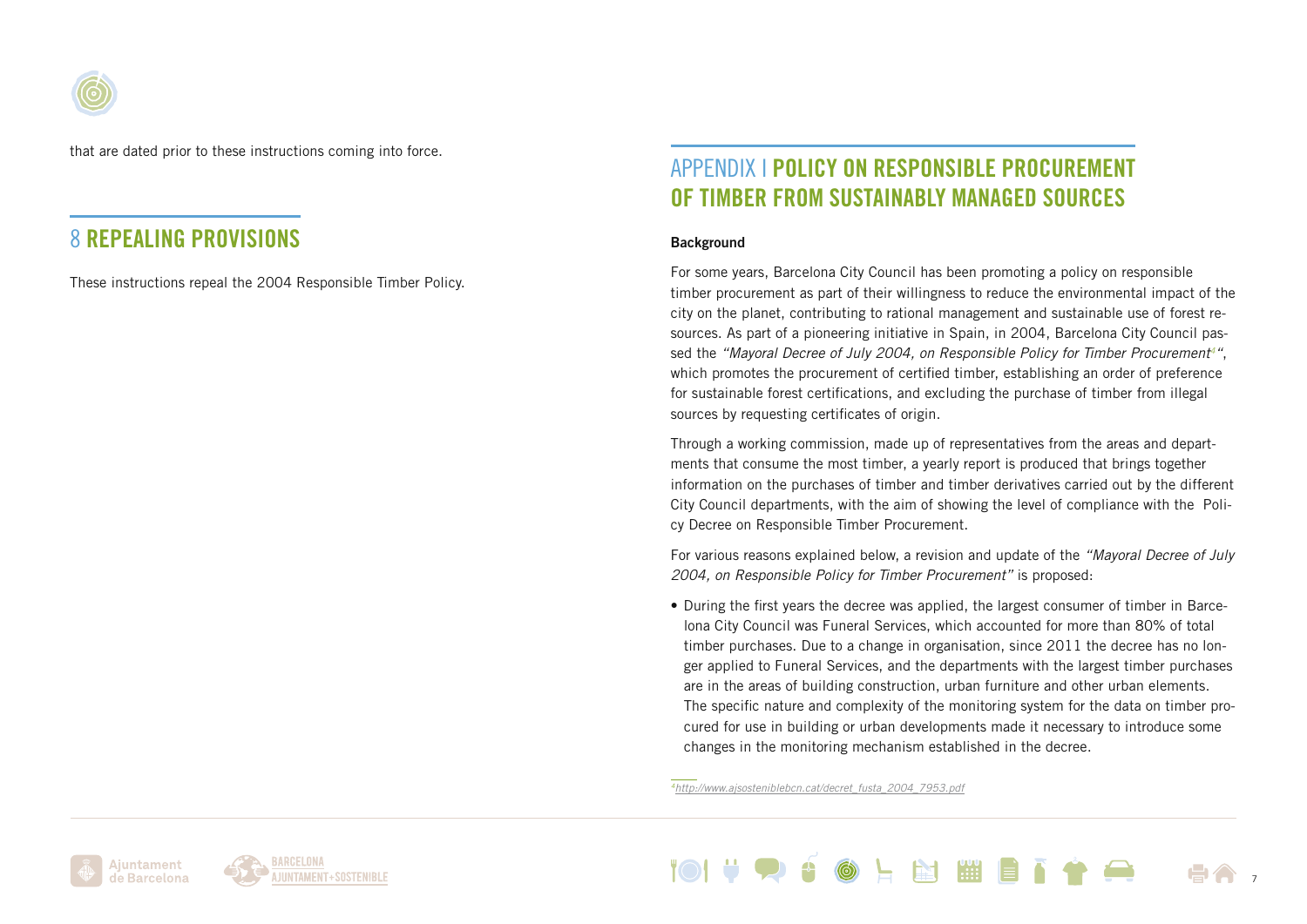that are dated prior to these instructions coming into force.

## 8 REPEALING PROVISIONS

These instructions repeal the 2004 Responsible Timber Policy.

## APPENDIX I POLICY ON RESPONSIBLE PROCUREMENT OF TIMBER FROM SUSTAINABLY MANAGED SOURCES

**Background**

For some years, Barcelona City Council has been promoting a policy on responsible timber procurement as part of their willingness to reduce the environmental impact of the city on the planet, contributing to rational management and sustainable use of forest resources. As part of a pioneering initiative in Spain, in 2004, Barcelona City Council passed the *"Mayoral Decree of July 2004, on Responsible Policy for Timber Procurement*[4]*"*, which promotes the procurement of certified timber, establishing an order of preference for sustainable forest certifications, and excluding the purchase of timber from illegal sources by requesting certificates of origin.

Through a working commission, made up of representatives from the areas and departments that consume the most timber, a yearly report is produced that brings together information on the purchases of timber and timber derivatives carried out by the different City Council departments, with the aim of showing the level of compliance with the Policy Decree on Responsible Timber Procurement.

For various reasons explained below, a revision and update of the *"Mayoral Decree of July 2004, on Responsible Policy for Timber Procurement"* is proposed:

- During the first years the decree was applied, the largest consumer of timber in Barcelona City Council was Funeral Services, which accounted for more than 80% of total timber purchases. Due to a change in organisation, since 2011 the decree has no longer applied to Funeral Services, and the departments with the largest timber purchases are in the areas of building construction, urban furniture and other urban elements. The specific nature and complexity of the monitoring system for the data on timber procured for use in building or urban developments made it necessary to introduce some changes in the monitoring mechanism established in the decree.

[4] http://www.ajsosteniblebcn.cat/decret_fusta_2004_7953.pdf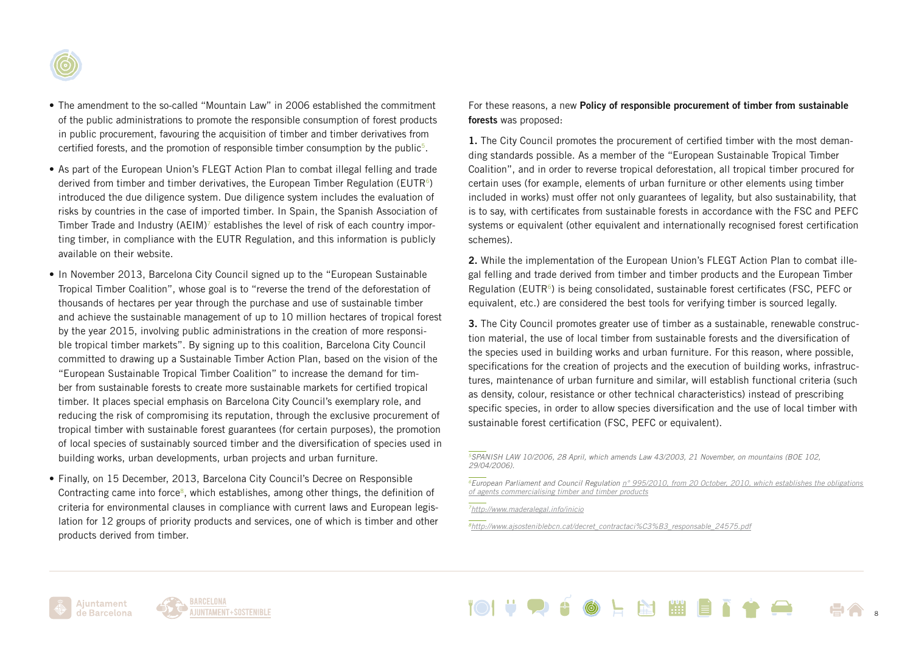- The amendment to the so-called "Mountain Law" in 2006 established the commitment of the public administrations to promote the responsible consumption of forest products in public procurement, favouring the acquisition of timber and timber derivatives from certified forests, and the promotion of responsible timber consumption by the public[5].
- As part of the European Union's FLEGT Action Plan to combat illegal felling and trade derived from timber and timber derivatives, the European Timber Regulation (EUTR[6]) introduced the due diligence system. Due diligence system includes the evaluation of risks by countries in the case of imported timber. In Spain, the Spanish Association of Timber Trade and Industry (AEIM)[7] establishes the level of risk of each country importing timber, in compliance with the EUTR Regulation, and this information is publicly available on their website.
- In November 2013, Barcelona City Council signed up to the "European Sustainable Tropical Timber Coalition", whose goal is to "reverse the trend of the deforestation of thousands of hectares per year through the purchase and use of sustainable timber and achieve the sustainable management of up to 10 million hectares of tropical forest by the year 2015, involving public administrations in the creation of more responsible tropical timber markets". By signing up to this coalition, Barcelona City Council committed to drawing up a Sustainable Timber Action Plan, based on the vision of the "European Sustainable Tropical Timber Coalition" to increase the demand for timber from sustainable forests to create more sustainable markets for certified tropical timber. It places special emphasis on Barcelona City Council's exemplary role, and reducing the risk of compromising its reputation, through the exclusive procurement of tropical timber with sustainable forest guarantees (for certain purposes), the promotion of local species of sustainably sourced timber and the diversification of species used in building works, urban developments, urban projects and urban furniture.
- Finally, on 15 December, 2013, Barcelona City Council's Decree on Responsible Contracting came into force[8], which establishes, among other things, the definition of criteria for environmental clauses in compliance with current laws and European legislation for 12 groups of priority products and services, one of which is timber and other products derived from timber.

For these reasons, a new **Policy of responsible procurement of timber from sustainable forests** was proposed:

**1.** The City Council promotes the procurement of certified timber with the most demanding standards possible. As a member of the "European Sustainable Tropical Timber Coalition", and in order to reverse tropical deforestation, all tropical timber procured for certain uses (for example, elements of urban furniture or other elements using timber included in works) must offer not only guarantees of legality, but also sustainability, that is to say, with certificates from sustainable forests in accordance with the FSC and PEFC systems or equivalent (other equivalent and internationally recognised forest certification schemes).

**2.** While the implementation of the European Union's FLEGT Action Plan to combat illegal felling and trade derived from timber and timber products and the European Timber Regulation (EUTR[6]) is being consolidated, sustainable forest certificates (FSC, PEFC or equivalent, etc.) are considered the best tools for verifying timber is sourced legally.

**3.** The City Council promotes greater use of timber as a sustainable, renewable construction material, the use of local timber from sustainable forests and the diversification of the species used in building works and urban furniture. For this reason, where possible, specifications for the creation of projects and the execution of building works, infrastructures, maintenance of urban furniture and similar, will establish functional criteria (such as density, colour, resistance or other technical characteristics) instead of prescribing specific species, in order to allow species diversification and the use of local timber with sustainable forest certification (FSC, PEFC or equivalent).

---

[5] *SPANISH LAW 10/2006, 28 April, which amends Law 43/2003, 21 November, on mountains (BOE 102, 29/04/2006).*

[6] *European Parliament and Council Regulation n° 995/2010, from 20 October, 2010, which establishes the obligations of agents commercialising timber and timber products*

[7] *http://www.maderalegal.info/inicio*

[8] *http://www.ajsosteniblebcn.cat/decret_contractaci%C3%B3_responsable_24575.pdf*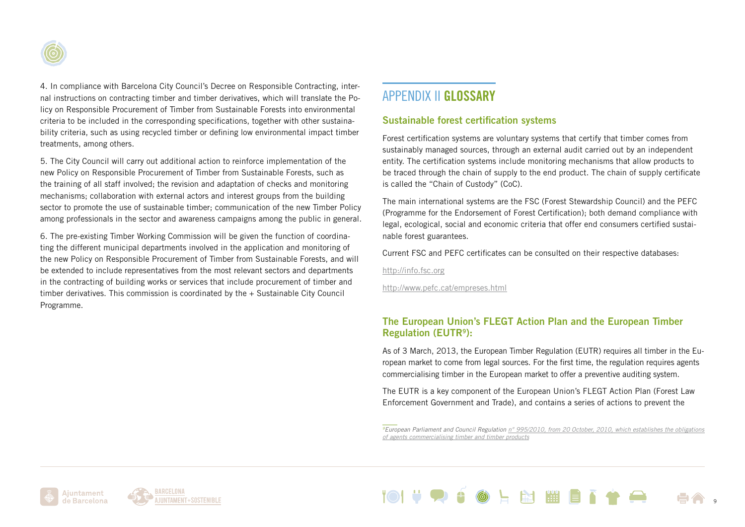4. In compliance with Barcelona City Council's Decree on Responsible Contracting, internal instructions on contracting timber and timber derivatives, which will translate the Policy on Responsible Procurement of Timber from Sustainable Forests into environmental criteria to be included in the corresponding specifications, together with other sustainability criteria, such as using recycled timber or defining low environmental impact timber treatments, among others.

5. The City Council will carry out additional action to reinforce implementation of the new Policy on Responsible Procurement of Timber from Sustainable Forests, such as the training of all staff involved; the revision and adaptation of checks and monitoring mechanisms; collaboration with external actors and interest groups from the building sector to promote the use of sustainable timber; communication of the new Timber Policy among professionals in the sector and awareness campaigns among the public in general.

6. The pre-existing Timber Working Commission will be given the function of coordinating the different municipal departments involved in the application and monitoring of the new Policy on Responsible Procurement of Timber from Sustainable Forests, and will be extended to include representatives from the most relevant sectors and departments in the contracting of building works or services that include procurement of timber and timber derivatives. This commission is coordinated by the + Sustainable City Council Programme.

# APPENDIX II **GLOSSARY**

## Sustainable forest certification systems

Forest certification systems are voluntary systems that certify that timber comes from sustainably managed sources, through an external audit carried out by an independent entity. The certification systems include monitoring mechanisms that allow products to be traced through the chain of supply to the end product. The chain of supply certificate is called the "Chain of Custody" (CoC).

The main international systems are the FSC (Forest Stewardship Council) and the PEFC (Programme for the Endorsement of Forest Certification); both demand compliance with legal, ecological, social and economic criteria that offer end consumers certified sustainable forest guarantees.

Current FSC and PEFC certificates can be consulted on their respective databases:

http://info.fsc.org

http://www.pefc.cat/empreses.html

## The European Union's FLEGT Action Plan and the European Timber Regulation (EUTR[9]):

As of 3 March, 2013, the European Timber Regulation (EUTR) requires all timber in the European market to come from legal sources. For the first time, the regulation requires agents commercialising timber in the European market to offer a preventive auditing system.

The EUTR is a key component of the European Union's FLEGT Action Plan (Forest Law Enforcement Government and Trade), and contains a series of actions to prevent the

[9]*European Parliament and Council Regulation n° 995/2010, from 20 October, 2010, which establishes the obligations of agents commercialising timber and timber products*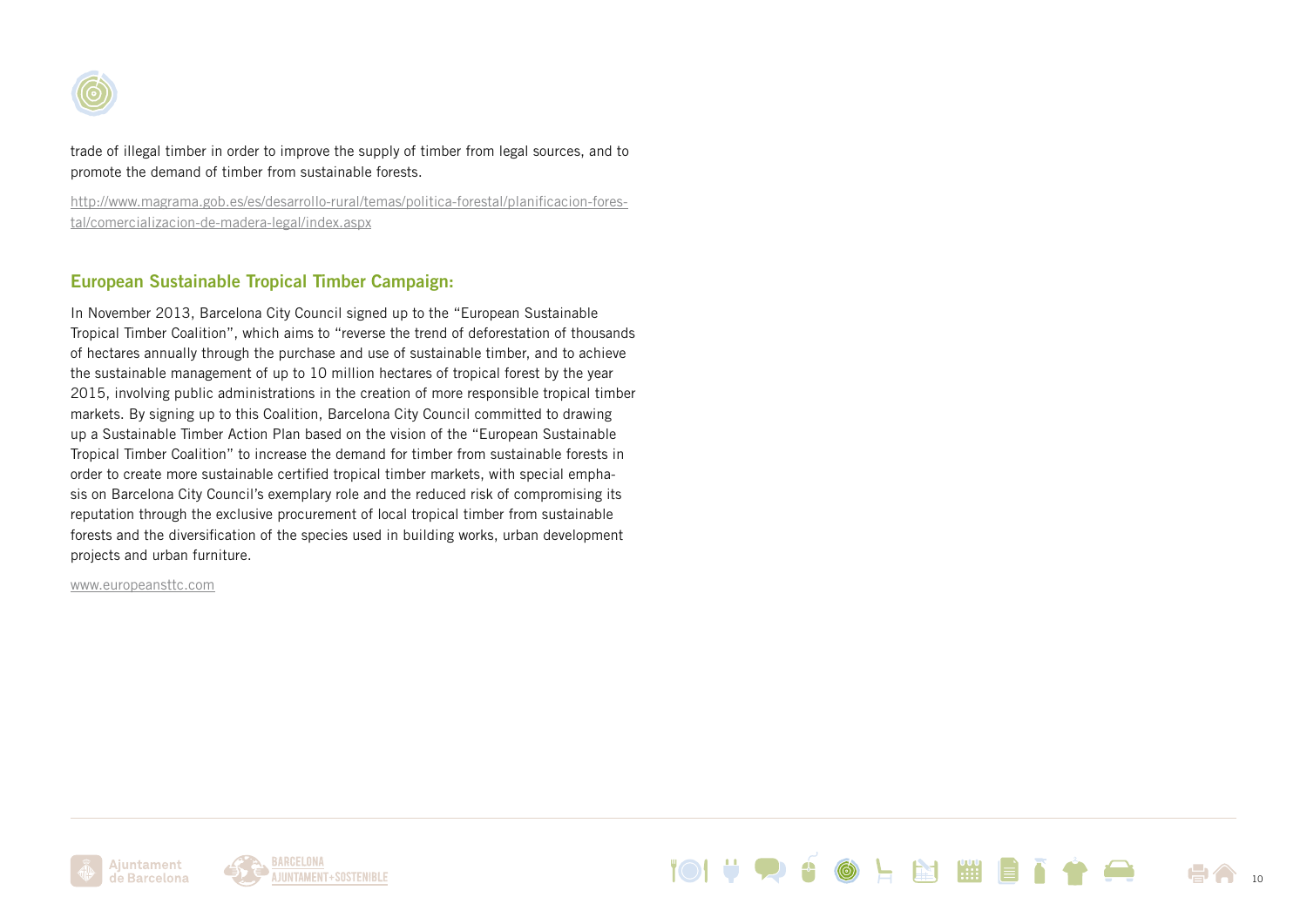trade of illegal timber in order to improve the supply of timber from legal sources, and to promote the demand of timber from sustainable forests.

http://www.magrama.gob.es/es/desarrollo-rural/temas/politica-forestal/planificacion-forestal/comercializacion-de-madera-legal/index.aspx

## European Sustainable Tropical Timber Campaign:

In November 2013, Barcelona City Council signed up to the "European Sustainable Tropical Timber Coalition", which aims to "reverse the trend of deforestation of thousands of hectares annually through the purchase and use of sustainable timber, and to achieve the sustainable management of up to 10 million hectares of tropical forest by the year 2015, involving public administrations in the creation of more responsible tropical timber markets. By signing up to this Coalition, Barcelona City Council committed to drawing up a Sustainable Timber Action Plan based on the vision of the "European Sustainable Tropical Timber Coalition" to increase the demand for timber from sustainable forests in order to create more sustainable certified tropical timber markets, with special emphasis on Barcelona City Council's exemplary role and the reduced risk of compromising its reputation through the exclusive procurement of local tropical timber from sustainable forests and the diversification of the species used in building works, urban development projects and urban furniture.

www.europeansttc.com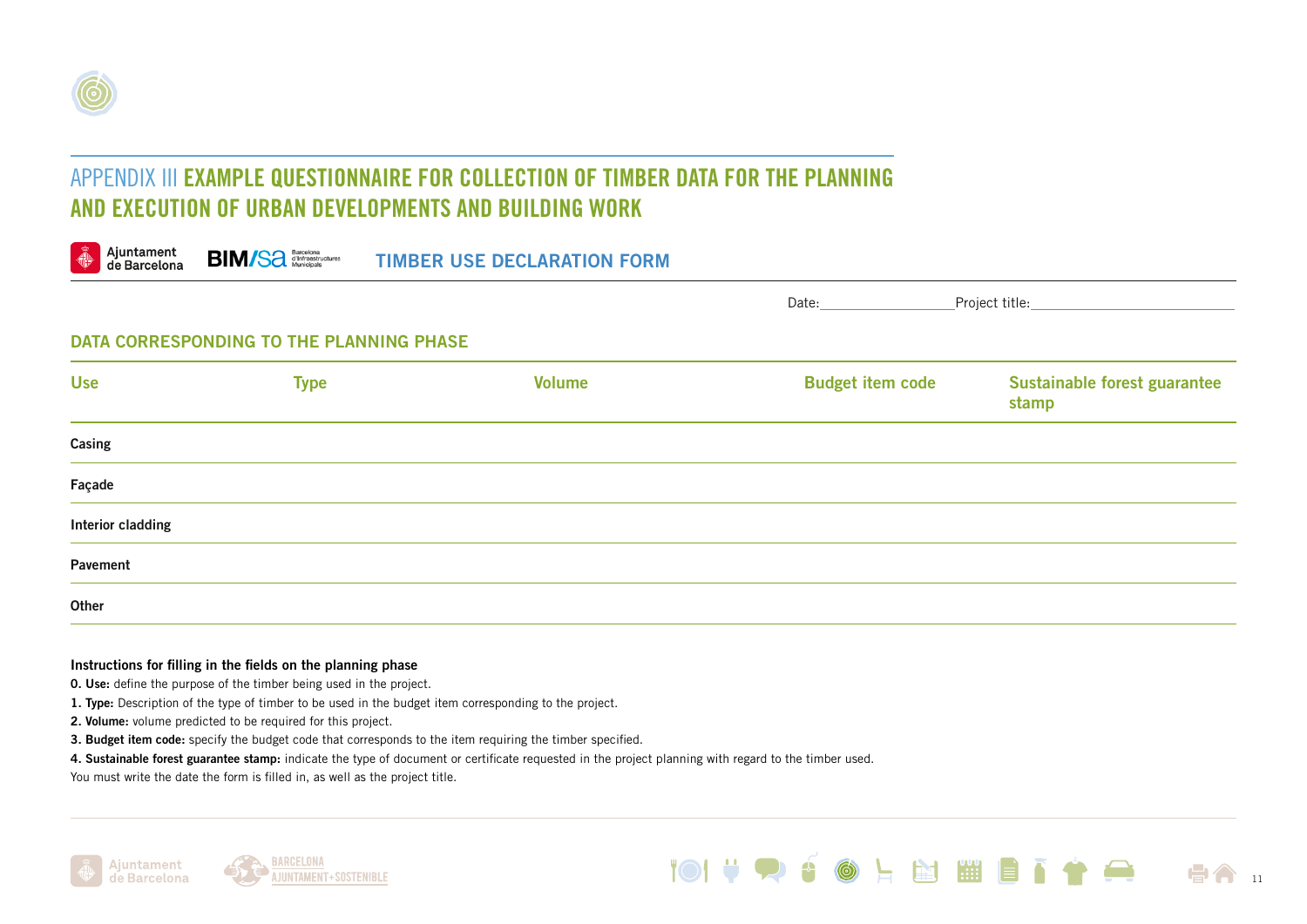# APPENDIX III EXAMPLE QUESTIONNAIRE FOR COLLECTION OF TIMBER DATA FOR THE PLANNING AND EXECUTION OF URBAN DEVELOPMENTS AND BUILDING WORK

Ajuntament de Barcelona BIM/SA Barcelona d'Infraestructures Municipals

## TIMBER USE DECLARATION FORM

Date:\_\_\_\_\_\_\_\_\_\_\_\_\_\_\_\_\_\_Project title:\_\_\_\_\_\_\_\_\_\_\_\_\_\_\_\_\_\_\_\_\_\_\_\_\_\_\_\_

### DATA CORRESPONDING TO THE PLANNING PHASE

| Use | Type | Volume | Budget item code | Sustainable forest guarantee stamp |
|---|---|---|---|---|
| **Casing** | | | | |
| **Façade** | | | | |
| **Interior cladding** | | | | |
| **Pavement** | | | | |
| **Other** | | | | |

**Instructions for filling in the fields on the planning phase**

**0. Use:** define the purpose of the timber being used in the project.

**1. Type:** Description of the type of timber to be used in the budget item corresponding to the project.

**2. Volume:** volume predicted to be required for this project.

**3. Budget item code:** specify the budget code that corresponds to the item requiring the timber specified.

**4. Sustainable forest guarantee stamp:** indicate the type of document or certificate requested in the project planning with regard to the timber used.

You must write the date the form is filled in, as well as the project title.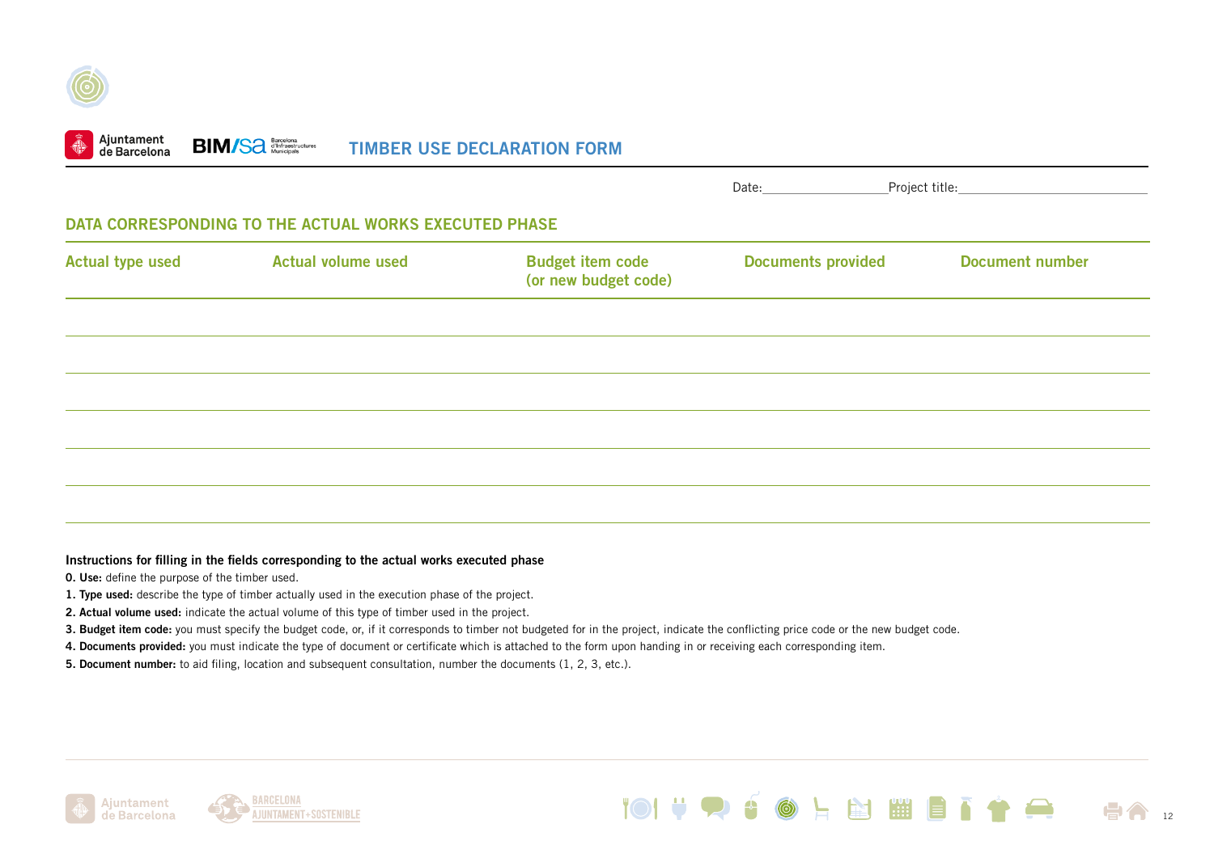# TIMBER USE DECLARATION FORM

Date:________________ Project title:________________________

## DATA CORRESPONDING TO THE ACTUAL WORKS EXECUTED PHASE

| Actual type used | Actual volume used | Budget item code (or new budget code) | Documents provided | Document number |
|---|---|---|---|---|
| | | | | |
| | | | | |
| | | | | |
| | | | | |
| | | | | |
| | | | | |

**Instructions for filling in the fields corresponding to the actual works executed phase**

**0. Use:** define the purpose of the timber used.

**1. Type used:** describe the type of timber actually used in the execution phase of the project.

**2. Actual volume used:** indicate the actual volume of this type of timber used in the project.

**3. Budget item code:** you must specify the budget code, or, if it corresponds to timber not budgeted for in the project, indicate the conflicting price code or the new budget code.

**4. Documents provided:** you must indicate the type of document or certificate which is attached to the form upon handing in or receiving each corresponding item.

**5. Document number:** to aid filing, location and subsequent consultation, number the documents (1, 2, 3, etc.).